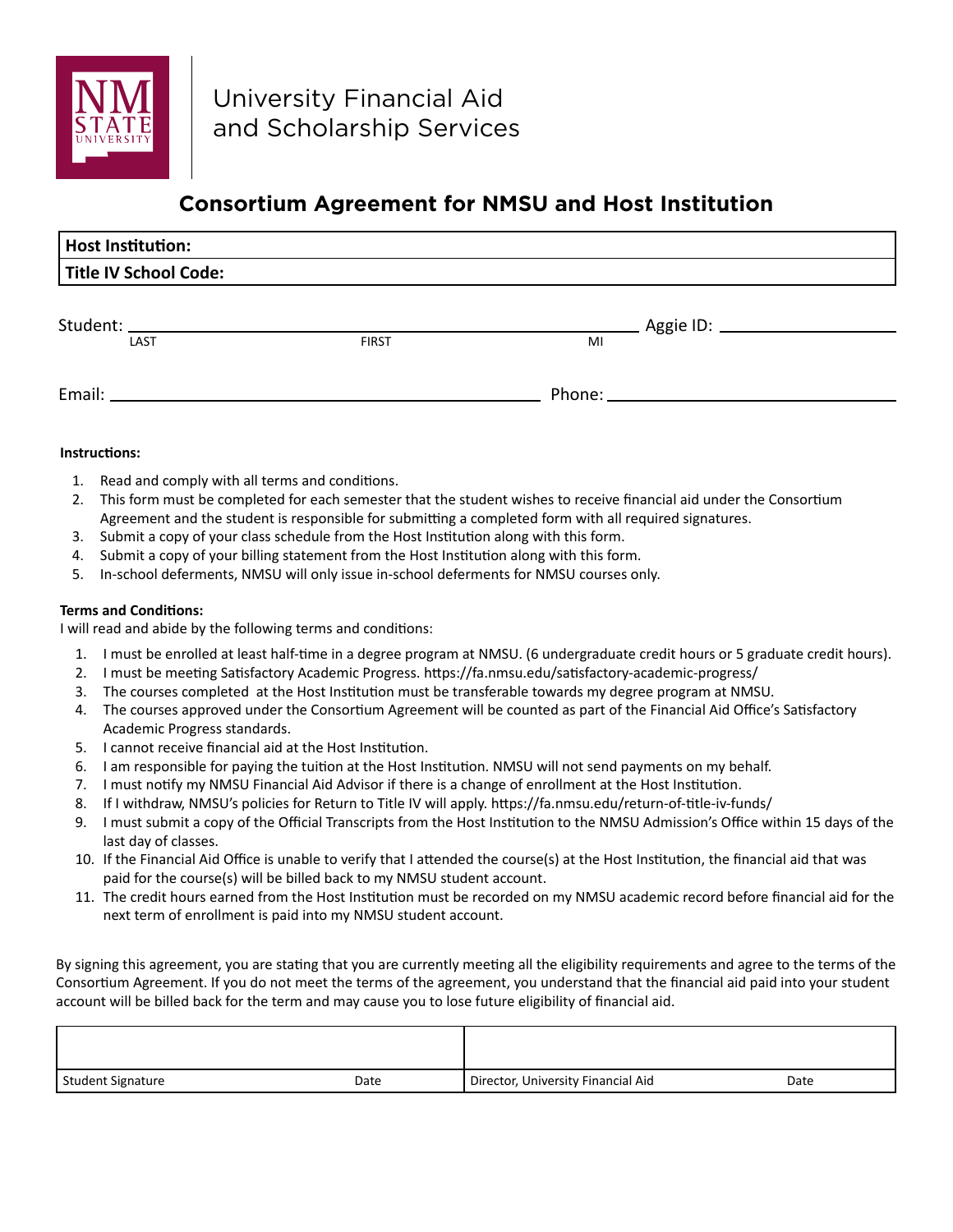University Financial Aid and Scholarship Services

# Consortium Agreement for NMSU and Host Institution

| | |
|---|---|
| **Host Institution:** | |
| **Title IV School Code:** | |

Student: ______________________________ Aggie ID: ______________
LAST FIRST MI

Email: ______________________________ Phone: ______________

**Instructions:**

1. Read and comply with all terms and conditions.
2. This form must be completed for each semester that the student wishes to receive financial aid under the Consortium Agreement and the student is responsible for submitting a completed form with all required signatures.
3. Submit a copy of your class schedule from the Host Institution along with this form.
4. Submit a copy of your billing statement from the Host Institution along with this form.
5. In-school deferments, NMSU will only issue in-school deferments for NMSU courses only.

**Terms and Conditions:**

I will read and abide by the following terms and conditions:

1. I must be enrolled at least half-time in a degree program at NMSU. (6 undergraduate credit hours or 5 graduate credit hours).
2. I must be meeting Satisfactory Academic Progress. https://fa.nmsu.edu/satisfactory-academic-progress/
3. The courses completed at the Host Institution must be transferable towards my degree program at NMSU.
4. The courses approved under the Consortium Agreement will be counted as part of the Financial Aid Office's Satisfactory Academic Progress standards.
5. I cannot receive financial aid at the Host Institution.
6. I am responsible for paying the tuition at the Host Institution. NMSU will not send payments on my behalf.
7. I must notify my NMSU Financial Aid Advisor if there is a change of enrollment at the Host Institution.
8. If I withdraw, NMSU's policies for Return to Title IV will apply. https://fa.nmsu.edu/return-of-title-iv-funds/
9. I must submit a copy of the Official Transcripts from the Host Institution to the NMSU Admission's Office within 15 days of the last day of classes.
10. If the Financial Aid Office is unable to verify that I attended the course(s) at the Host Institution, the financial aid that was paid for the course(s) will be billed back to my NMSU student account.
11. The credit hours earned from the Host Institution must be recorded on my NMSU academic record before financial aid for the next term of enrollment is paid into my NMSU student account.

By signing this agreement, you are stating that you are currently meeting all the eligibility requirements and agree to the terms of the Consortium Agreement. If you do not meet the terms of the agreement, you understand that the financial aid paid into your student account will be billed back for the term and may cause you to lose future eligibility of financial aid.

| | | | |
|---|---|---|---|
| | | | |
| Student Signature | Date | Director, University Financial Aid | Date |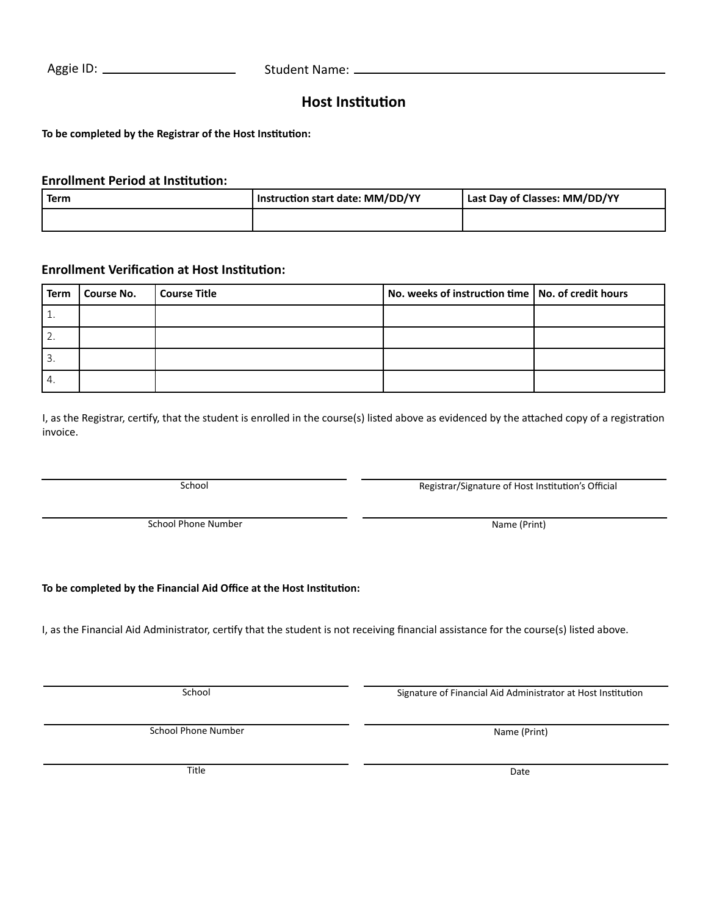Aggie ID: ____________________ Student Name: ______________________________________________

## Host Institution

**To be completed by the Registrar of the Host Institution:**

### Enrollment Period at Institution:

| Term | Instruction start date: MM/DD/YY | Last Day of Classes: MM/DD/YY |
|---|---|---|
| | | |

### Enrollment Verification at Host Institution:

| Term | Course No. | Course Title | No. weeks of instruction time | No. of credit hours |
|---|---|---|---|---|
| 1. | | | | |
| 2. | | | | |
| 3. | | | | |
| 4. | | | | |

I, as the Registrar, certify, that the student is enrolled in the course(s) listed above as evidenced by the attached copy of a registration invoice.

______________________________ School

______________________________ Registrar/Signature of Host Institution's Official

______________________________ School Phone Number

______________________________ Name (Print)

**To be completed by the Financial Aid Office at the Host Institution:**

I, as the Financial Aid Administrator, certify that the student is not receiving financial assistance for the course(s) listed above.

______________________________ School

______________________________ Signature of Financial Aid Administrator at Host Institution

______________________________ School Phone Number

______________________________ Name (Print)

______________________________ Title

______________________________ Date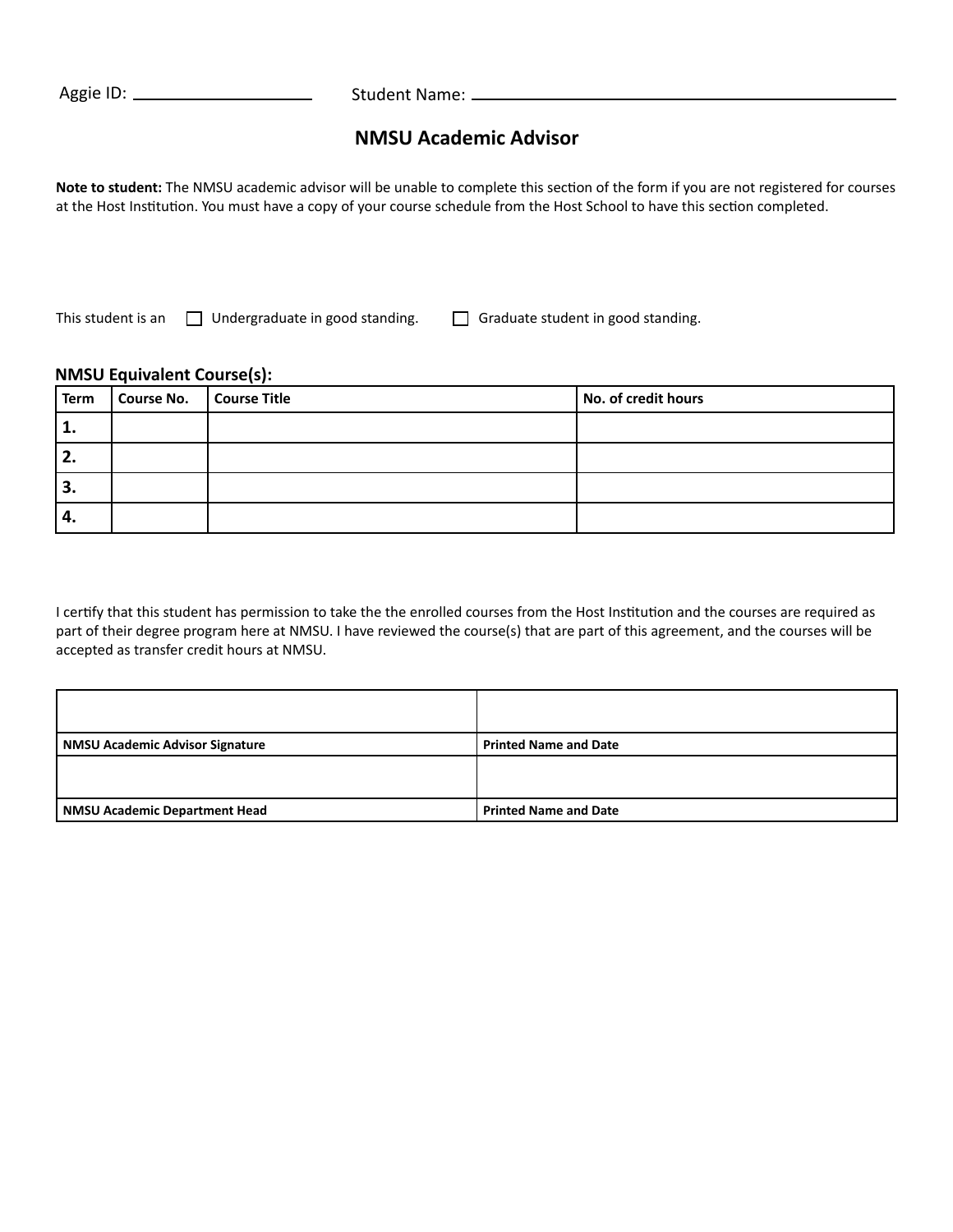Aggie ID: ____________________ Student Name: ______________________________________________

## NMSU Academic Advisor

**Note to student:** The NMSU academic advisor will be unable to complete this section of the form if you are not registered for courses at the Host Institution. You must have a copy of your course schedule from the Host School to have this section completed.

This student is an ☐ Undergraduate in good standing. ☐ Graduate student in good standing.

### NMSU Equivalent Course(s):

| Term | Course No. | Course Title | No. of credit hours |
|---|---|---|---|
| **1.** | | | |
| **2.** | | | |
| **3.** | | | |
| **4.** | | | |

I certify that this student has permission to take the the enrolled courses from the Host Institution and the courses are required as part of their degree program here at NMSU. I have reviewed the course(s) that are part of this agreement, and the courses will be accepted as transfer credit hours at NMSU.

| | |
|---|---|
| | |
| **NMSU Academic Advisor Signature** | **Printed Name and Date** |
| | |
| **NMSU Academic Department Head** | **Printed Name and Date** |